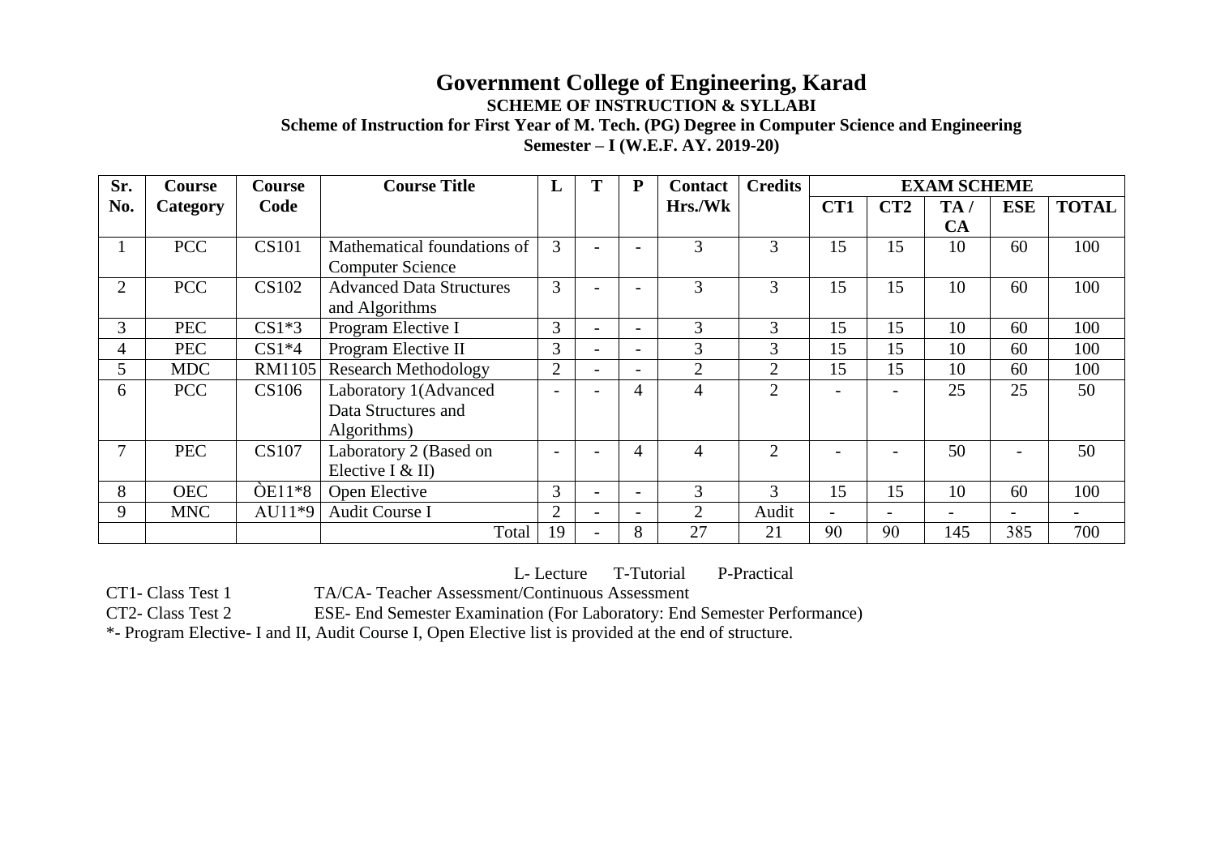# Government College of Engineering, Karad

**SCHEME OF INSTRUCTION & SYLLABI**

**Scheme of Instruction for First Year of M. Tech. (PG) Degree in Computer Science and Engineering**

**Semester – I (W.E.F. AY. 2019-20)**

| Sr. No. | Course Category | Course Code | Course Title | L | T | P | Contact Hrs./Wk | Credits | EXAM SCHEME | | | | |
|---|---|---|---|---|---|---|---|---|---|---|---|---|---|
| | | | | | | | | | CT1 | CT2 | TA / CA | ESE | TOTAL |
| 1 | PCC | CS101 | Mathematical foundations of Computer Science | 3 | - | - | 3 | 3 | 15 | 15 | 10 | 60 | 100 |
| 2 | PCC | CS102 | Advanced Data Structures and Algorithms | 3 | - | - | 3 | 3 | 15 | 15 | 10 | 60 | 100 |
| 3 | PEC | CS1*3 | Program Elective I | 3 | - | - | 3 | 3 | 15 | 15 | 10 | 60 | 100 |
| 4 | PEC | CS1*4 | Program Elective II | 3 | - | - | 3 | 3 | 15 | 15 | 10 | 60 | 100 |
| 5 | MDC | RM1105 | Research Methodology | 2 | - | - | 2 | 2 | 15 | 15 | 10 | 60 | 100 |
| 6 | PCC | CS106 | Laboratory 1(Advanced Data Structures and Algorithms) | - | - | 4 | 4 | 2 | - | - | 25 | 25 | 50 |
| 7 | PEC | CS107 | Laboratory 2 (Based on Elective I & II) | - | - | 4 | 4 | 2 | - | - | 50 | - | 50 |
| 8 | OEC | ÒE11*8 | Open Elective | 3 | - | - | 3 | 3 | 15 | 15 | 10 | 60 | 100 |
| 9 | MNC | AU11*9 | Audit Course I | 2 | - | - | 2 | Audit | - | - | - | - | - |
| | | | Total | 19 | - | 8 | 27 | 21 | 90 | 90 | 145 | 385 | 700 |

L- Lecture T-Tutorial P-Practical

CT1- Class Test 1 TA/CA- Teacher Assessment/Continuous Assessment

CT2- Class Test 2 ESE- End Semester Examination (For Laboratory: End Semester Performance)

*- Program Elective- I and II, Audit Course I, Open Elective list is provided at the end of structure.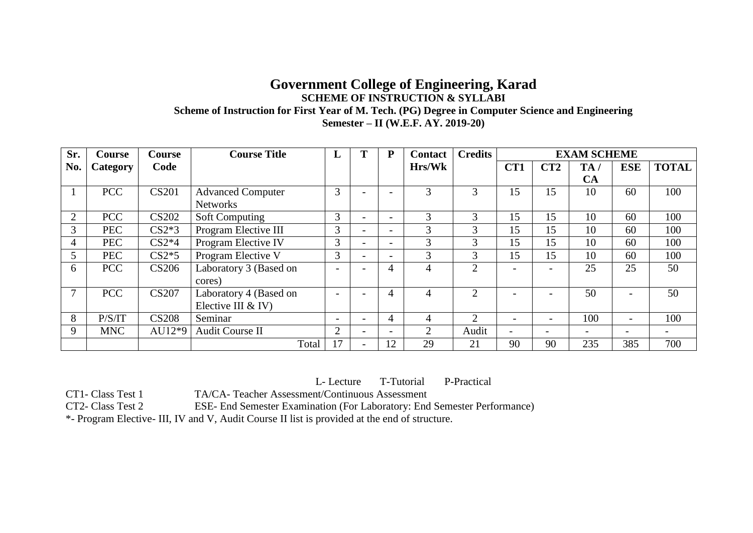# Government College of Engineering, Karad

**SCHEME OF INSTRUCTION & SYLLABI**

**Scheme of Instruction for First Year of M. Tech. (PG) Degree in Computer Science and Engineering**

**Semester – II (W.E.F. AY. 2019-20)**

| Sr. No. | Course Category | Course Code | Course Title | L | T | P | Contact Hrs/Wk | Credits | EXAM SCHEME | | | | |
|---|---|---|---|---|---|---|---|---|---|---|---|---|---|
| | | | | | | | | | CT1 | CT2 | TA / CA | ESE | TOTAL |
| 1 | PCC | CS201 | Advanced Computer Networks | 3 | - | - | 3 | 3 | 15 | 15 | 10 | 60 | 100 |
| 2 | PCC | CS202 | Soft Computing | 3 | - | - | 3 | 3 | 15 | 15 | 10 | 60 | 100 |
| 3 | PEC | CS2*3 | Program Elective III | 3 | - | - | 3 | 3 | 15 | 15 | 10 | 60 | 100 |
| 4 | PEC | CS2*4 | Program Elective IV | 3 | - | - | 3 | 3 | 15 | 15 | 10 | 60 | 100 |
| 5 | PEC | CS2*5 | Program Elective V | 3 | - | - | 3 | 3 | 15 | 15 | 10 | 60 | 100 |
| 6 | PCC | CS206 | Laboratory 3 (Based on cores) | - | - | 4 | 4 | 2 | - | - | 25 | 25 | 50 |
| 7 | PCC | CS207 | Laboratory 4 (Based on Elective III & IV) | - | - | 4 | 4 | 2 | - | - | 50 | - | 50 |
| 8 | P/S/IT | CS208 | Seminar | - | - | 4 | 4 | 2 | - | - | 100 | - | 100 |
| 9 | MNC | AU12*9 | Audit Course II | 2 | - | - | 2 | Audit | - | - | - | - | - |
| | | | Total | 17 | - | 12 | 29 | 21 | 90 | 90 | 235 | 385 | 700 |

L- Lecture T-Tutorial P-Practical

CT1- Class Test 1 TA/CA- Teacher Assessment/Continuous Assessment

CT2- Class Test 2 ESE- End Semester Examination (For Laboratory: End Semester Performance)

*- Program Elective- III, IV and V, Audit Course II list is provided at the end of structure.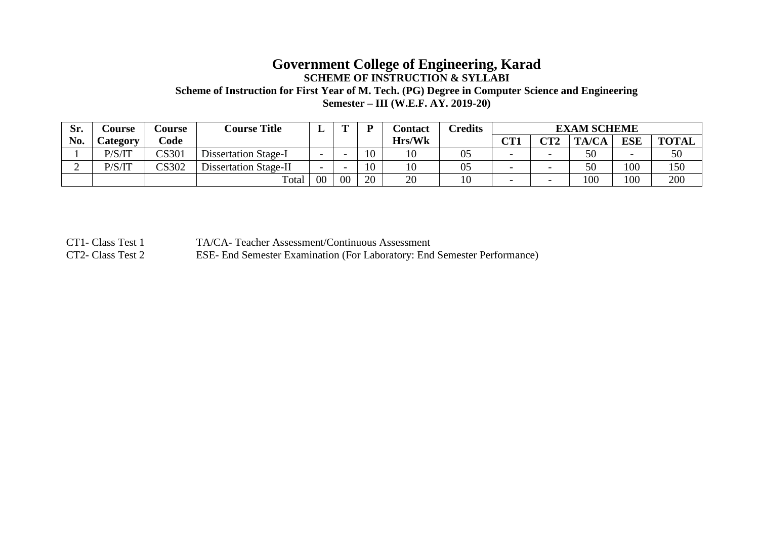# Government College of Engineering, Karad

**SCHEME OF INSTRUCTION & SYLLABI**

**Scheme of Instruction for First Year of M. Tech. (PG) Degree in Computer Science and Engineering**

**Semester – III (W.E.F. AY. 2019-20)**

| Sr. No. | Course Category | Course Code | Course Title | L | T | P | Contact Hrs/Wk | Credits | EXAM SCHEME | | | | |
|---|---|---|---|---|---|---|---|---|---|---|---|---|---|
| | | | | | | | | | CT1 | CT2 | TA/CA | ESE | TOTAL |
| 1 | P/S/IT | CS301 | Dissertation Stage-I | - | - | 10 | 10 | 05 | - | - | 50 | - | 50 |
| 2 | P/S/IT | CS302 | Dissertation Stage-II | - | - | 10 | 10 | 05 | - | - | 50 | 100 | 150 |
| | | | Total | 00 | 00 | 20 | 20 | 10 | - | - | 100 | 100 | 200 |

CT1- Class Test 1
CT2- Class Test 2

TA/CA- Teacher Assessment/Continuous Assessment
ESE- End Semester Examination (For Laboratory: End Semester Performance)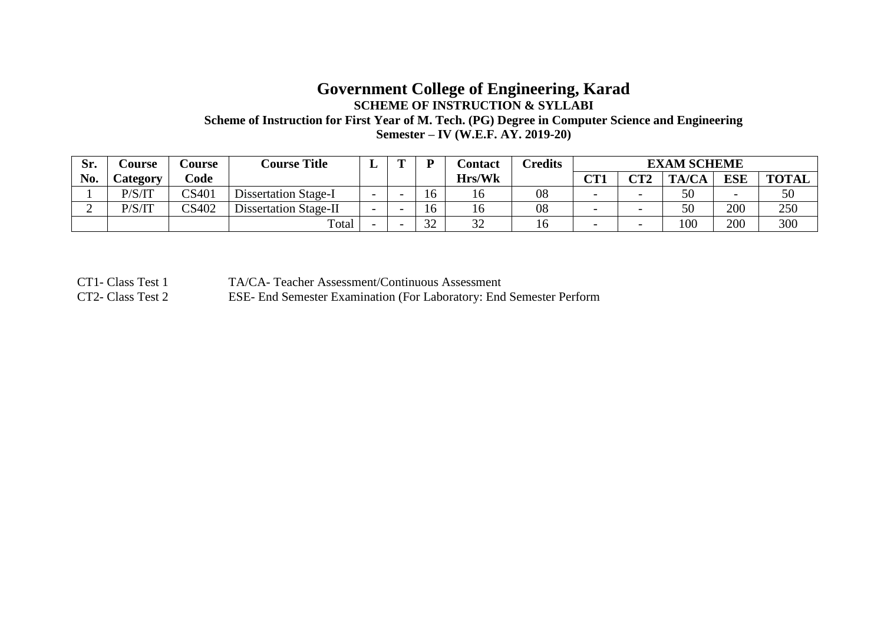# Government College of Engineering, Karad

**SCHEME OF INSTRUCTION & SYLLABI**

**Scheme of Instruction for First Year of M. Tech. (PG) Degree in Computer Science and Engineering**

**Semester – IV (W.E.F. AY. 2019-20)**

| Sr. No. | Course Category | Course Code | Course Title | L | T | P | Contact Hrs/Wk | Credits | EXAM SCHEME | | | | |
|---|---|---|---|---|---|---|---|---|---|---|---|---|---|
| | | | | | | | | | CT1 | CT2 | TA/CA | ESE | TOTAL |
| 1 | P/S/IT | CS401 | Dissertation Stage-I | - | - | 16 | 16 | 08 | - | - | 50 | - | 50 |
| 2 | P/S/IT | CS402 | Dissertation Stage-II | - | - | 16 | 16 | 08 | - | - | 50 | 200 | 250 |
| | | | Total | - | - | 32 | 32 | 16 | - | - | 100 | 200 | 300 |

CT1- Class Test 1
CT2- Class Test 2

TA/CA- Teacher Assessment/Continuous Assessment
ESE- End Semester Examination (For Laboratory: End Semester Perform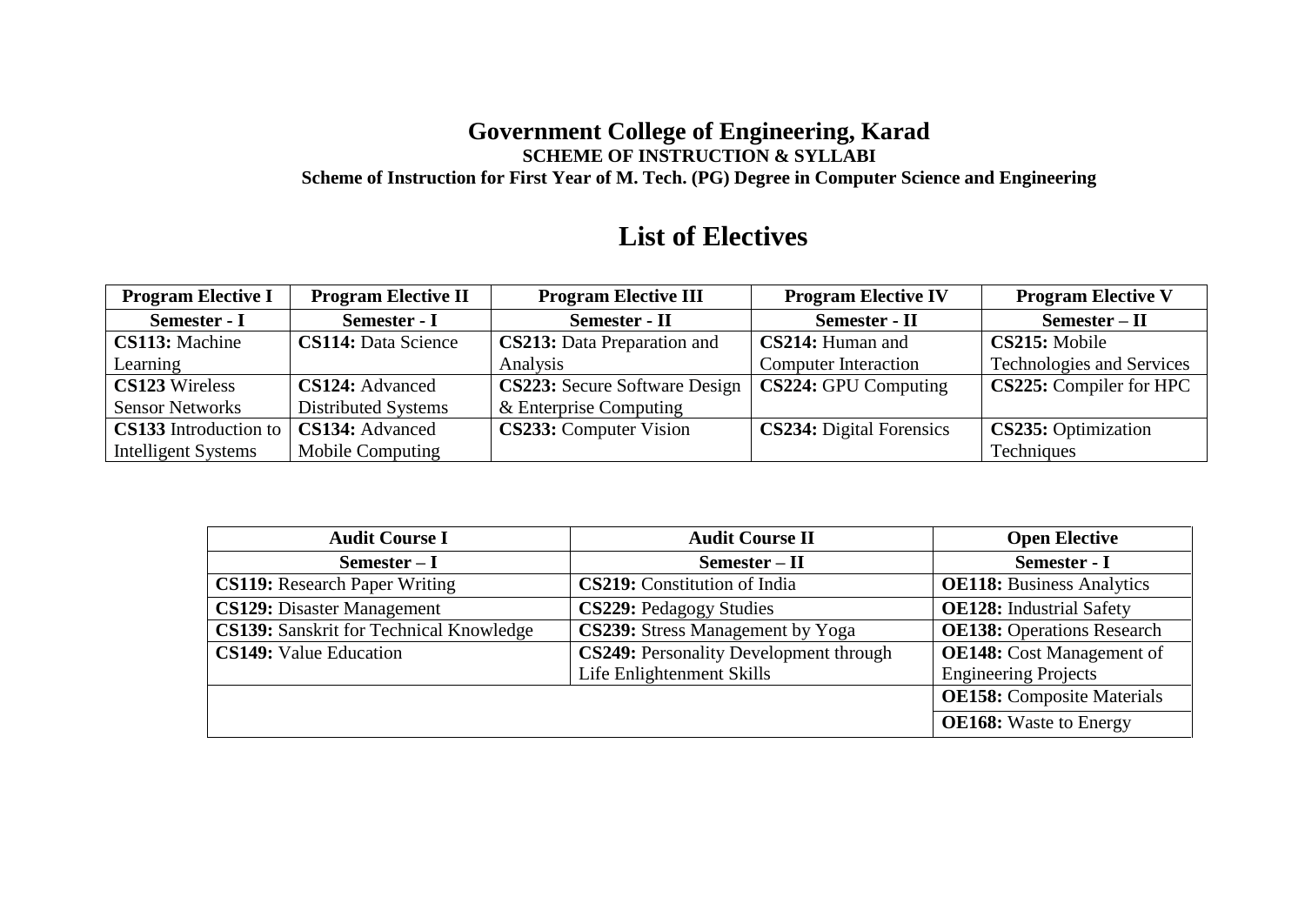# Government College of Engineering, Karad

**SCHEME OF INSTRUCTION & SYLLABI**

**Scheme of Instruction for First Year of M. Tech. (PG) Degree in Computer Science and Engineering**

## List of Electives

| Program Elective I | Program Elective II | Program Elective III | Program Elective IV | Program Elective V |
|---|---|---|---|---|
| **Semester - I** | **Semester - I** | **Semester - II** | **Semester - II** | **Semester – II** |
| **CS113:** Machine Learning | **CS114:** Data Science | **CS213:** Data Preparation and Analysis | **CS214:** Human and Computer Interaction | **CS215:** Mobile Technologies and Services |
| **CS123** Wireless Sensor Networks | **CS124:** Advanced Distributed Systems | **CS223:** Secure Software Design & Enterprise Computing | **CS224:** GPU Computing | **CS225:** Compiler for HPC |
| **CS133** Introduction to Intelligent Systems | **CS134:** Advanced Mobile Computing | **CS233:** Computer Vision | **CS234:** Digital Forensics | **CS235:** Optimization Techniques |

| Audit Course I | Audit Course II | Open Elective |
|---|---|---|
| **Semester – I** | **Semester – II** | **Semester - I** |
| **CS119:** Research Paper Writing | **CS219:** Constitution of India | **OE118:** Business Analytics |
| **CS129:** Disaster Management | **CS229:** Pedagogy Studies | **OE128:** Industrial Safety |
| **CS139:** Sanskrit for Technical Knowledge | **CS239:** Stress Management by Yoga | **OE138:** Operations Research |
| **CS149:** Value Education | **CS249:** Personality Development through Life Enlightenment Skills | **OE148:** Cost Management of Engineering Projects |
| | | **OE158:** Composite Materials |
| | | **OE168:** Waste to Energy |